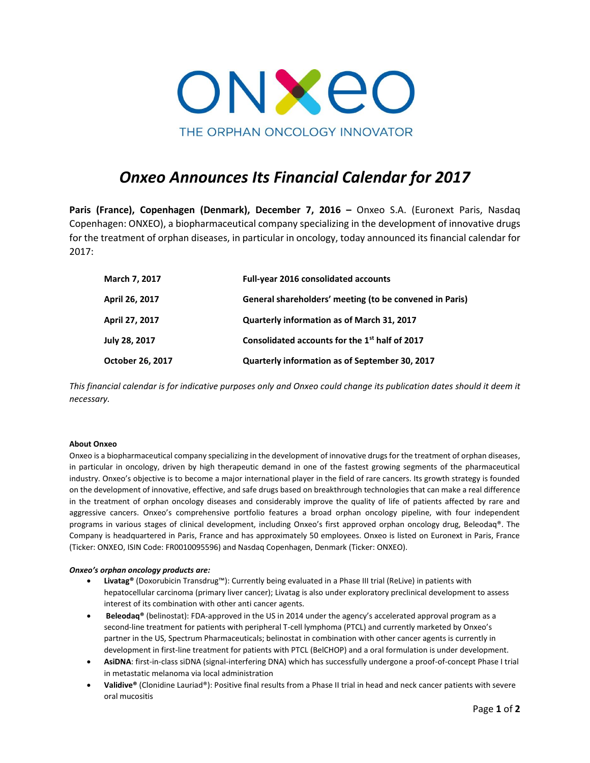ONXEO

THE ORPHAN ONCOLOGY INNOVATOR

# *Onxeo Announces Its Financial Calendar for 2017*

**Paris (France), Copenhagen (Denmark), December 7, 2016 –** Onxeo S.A. (Euronext Paris, Nasdaq Copenhagen: ONXEO), a biopharmaceutical company specializing in the development of innovative drugs for the treatment of orphan diseases, in particular in oncology, today announced its financial calendar for 2017:

| | |
|---|---|
| **March 7, 2017** | **Full-year 2016 consolidated accounts** |
| **April 26, 2017** | **General shareholders' meeting (to be convened in Paris)** |
| **April 27, 2017** | **Quarterly information as of March 31, 2017** |
| **July 28, 2017** | **Consolidated accounts for the 1st half of 2017** |
| **October 26, 2017** | **Quarterly information as of September 30, 2017** |

*This financial calendar is for indicative purposes only and Onxeo could change its publication dates should it deem it necessary.*

**About Onxeo**

Onxeo is a biopharmaceutical company specializing in the development of innovative drugs for the treatment of orphan diseases, in particular in oncology, driven by high therapeutic demand in one of the fastest growing segments of the pharmaceutical industry. Onxeo's objective is to become a major international player in the field of rare cancers. Its growth strategy is founded on the development of innovative, effective, and safe drugs based on breakthrough technologies that can make a real difference in the treatment of orphan oncology diseases and considerably improve the quality of life of patients affected by rare and aggressive cancers. Onxeo's comprehensive portfolio features a broad orphan oncology pipeline, with four independent programs in various stages of clinical development, including Onxeo's first approved orphan oncology drug, Beleodaq®. The Company is headquartered in Paris, France and has approximately 50 employees. Onxeo is listed on Euronext in Paris, France (Ticker: ONXEO, ISIN Code: FR0010095596) and Nasdaq Copenhagen, Denmark (Ticker: ONXEO).

***Onxeo's orphan oncology products are:***

- **Livatag®** (Doxorubicin Transdrug™): Currently being evaluated in a Phase III trial (ReLive) in patients with hepatocellular carcinoma (primary liver cancer); Livatag is also under exploratory preclinical development to assess interest of its combination with other anti cancer agents.
- **Beleodaq®** (belinostat): FDA-approved in the US in 2014 under the agency's accelerated approval program as a second-line treatment for patients with peripheral T-cell lymphoma (PTCL) and currently marketed by Onxeo's partner in the US, Spectrum Pharmaceuticals; belinostat in combination with other cancer agents is currently in development in first-line treatment for patients with PTCL (BelCHOP) and a oral formulation is under development.
- **AsiDNA**: first-in-class siDNA (signal-interfering DNA) which has successfully undergone a proof-of-concept Phase I trial in metastatic melanoma via local administration
- **Validive®** (Clonidine Lauriad®): Positive final results from a Phase II trial in head and neck cancer patients with severe oral mucositis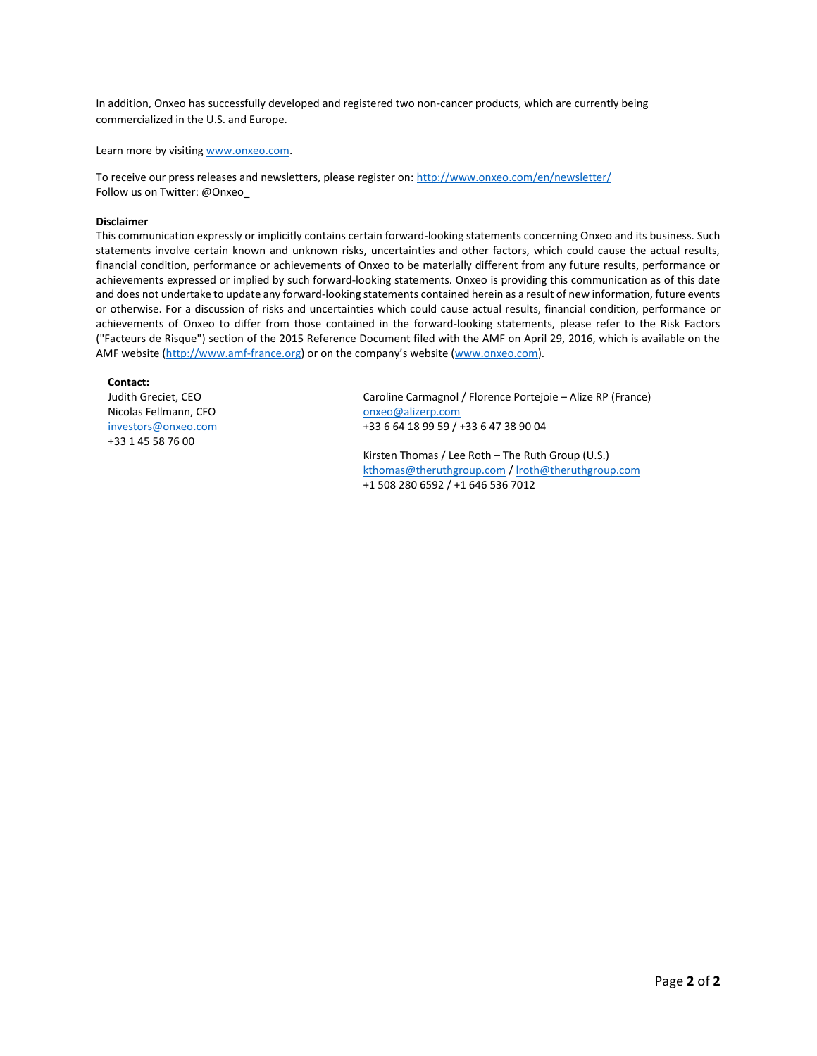In addition, Onxeo has successfully developed and registered two non-cancer products, which are currently being commercialized in the U.S. and Europe.

Learn more by visiting [www.onxeo.com](http://www.onxeo.com).

To receive our press releases and newsletters, please register on: [http://www.onxeo.com/en/newsletter/](http://www.onxeo.com/en/newsletter/)
Follow us on Twitter: @Onxeo_

**Disclaimer**
This communication expressly or implicitly contains certain forward-looking statements concerning Onxeo and its business. Such statements involve certain known and unknown risks, uncertainties and other factors, which could cause the actual results, financial condition, performance or achievements of Onxeo to be materially different from any future results, performance or achievements expressed or implied by such forward-looking statements. Onxeo is providing this communication as of this date and does not undertake to update any forward-looking statements contained herein as a result of new information, future events or otherwise. For a discussion of risks and uncertainties which could cause actual results, financial condition, performance or achievements of Onxeo to differ from those contained in the forward-looking statements, please refer to the Risk Factors ("Facteurs de Risque") section of the 2015 Reference Document filed with the AMF on April 29, 2016, which is available on the AMF website ([http://www.amf-france.org](http://www.amf-france.org)) or on the company's website ([www.onxeo.com](http://www.onxeo.com)).

**Contact:**
Judith Greciet, CEO
Nicolas Fellmann, CFO
[investors@onxeo.com](mailto:investors@onxeo.com)
+33 1 45 58 76 00

Caroline Carmagnol / Florence Portejoie – Alize RP (France)
[onxeo@alizerp.com](mailto:onxeo@alizerp.com)
+33 6 64 18 99 59 / +33 6 47 38 90 04

Kirsten Thomas / Lee Roth – The Ruth Group (U.S.)
[kthomas@theruthgroup.com](mailto:kthomas@theruthgroup.com) / [lroth@theruthgroup.com](mailto:lroth@theruthgroup.com)
+1 508 280 6592 / +1 646 536 7012